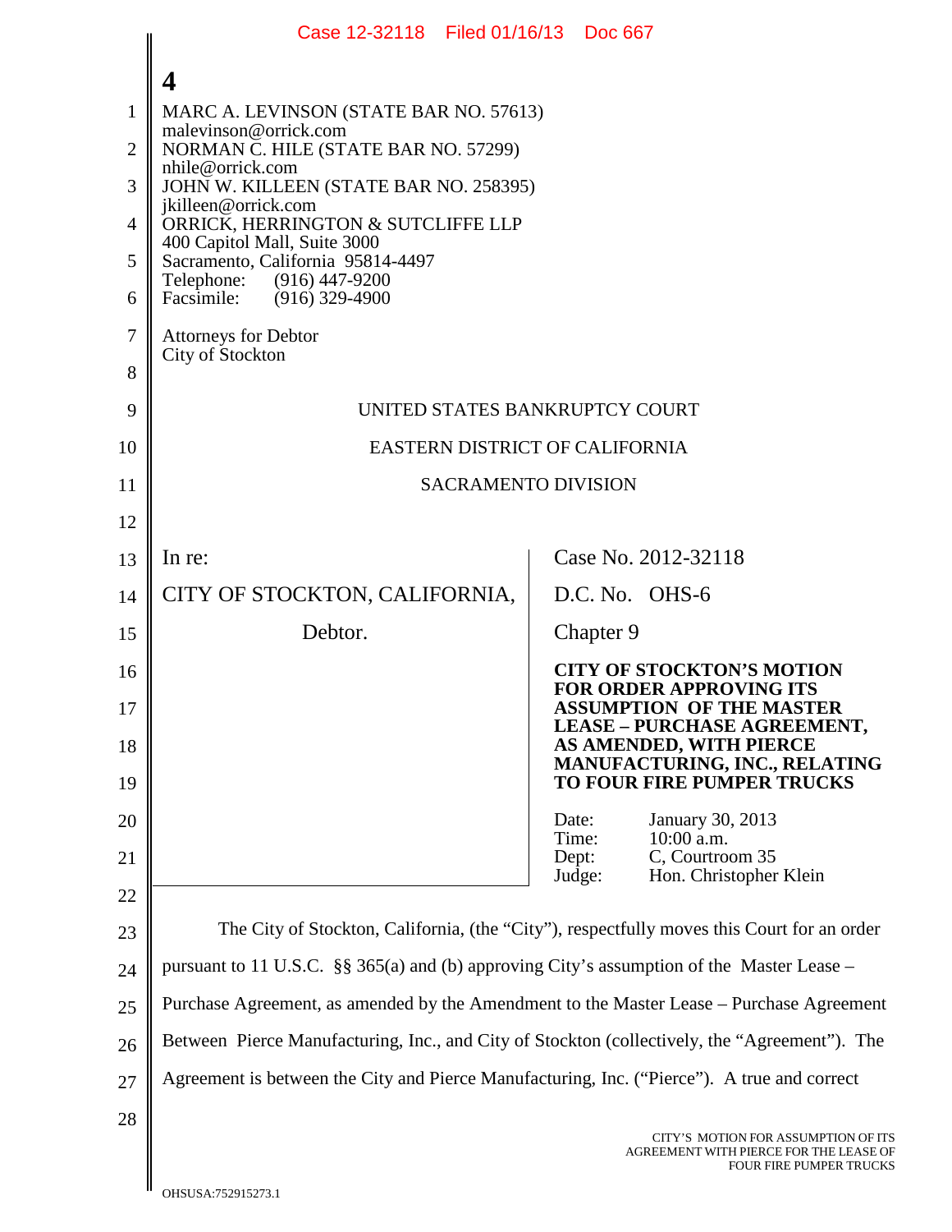MARC A. LEVINSON (STATE BAR NO. 57613)
malevinson@orrick.com
NORMAN C. HILE (STATE BAR NO. 57299)
nhile@orrick.com
JOHN W. KILLEEN (STATE BAR NO. 258395)
jkilleen@orrick.com
ORRICK, HERRINGTON & SUTCLIFFE LLP
400 Capitol Mall, Suite 3000
Sacramento, California 95814-4497
Telephone: (916) 447-9200
Facsimile: (916) 329-4900

Attorneys for Debtor
City of Stockton

UNITED STATES BANKRUPTCY COURT

EASTERN DISTRICT OF CALIFORNIA

SACRAMENTO DIVISION

| | |
|---|---|
| In re:<br><br>CITY OF STOCKTON, CALIFORNIA,<br><br>Debtor. | Case No. 2012-32118<br><br>D.C. No. OHS-6<br><br>Chapter 9<br><br>**CITY OF STOCKTON'S MOTION FOR ORDER APPROVING ITS ASSUMPTION OF THE MASTER LEASE – PURCHASE AGREEMENT, AS AMENDED, WITH PIERCE MANUFACTURING, INC., RELATING TO FOUR FIRE PUMPER TRUCKS**<br><br>Date: January 30, 2013<br>Time: 10:00 a.m.<br>Dept: C, Courtroom 35<br>Judge: Hon. Christopher Klein |

The City of Stockton, California, (the "City"), respectfully moves this Court for an order pursuant to 11 U.S.C. §§ 365(a) and (b) approving City's assumption of the Master Lease – Purchase Agreement, as amended by the Amendment to the Master Lease – Purchase Agreement Between Pierce Manufacturing, Inc., and City of Stockton (collectively, the "Agreement"). The Agreement is between the City and Pierce Manufacturing, Inc. ("Pierce"). A true and correct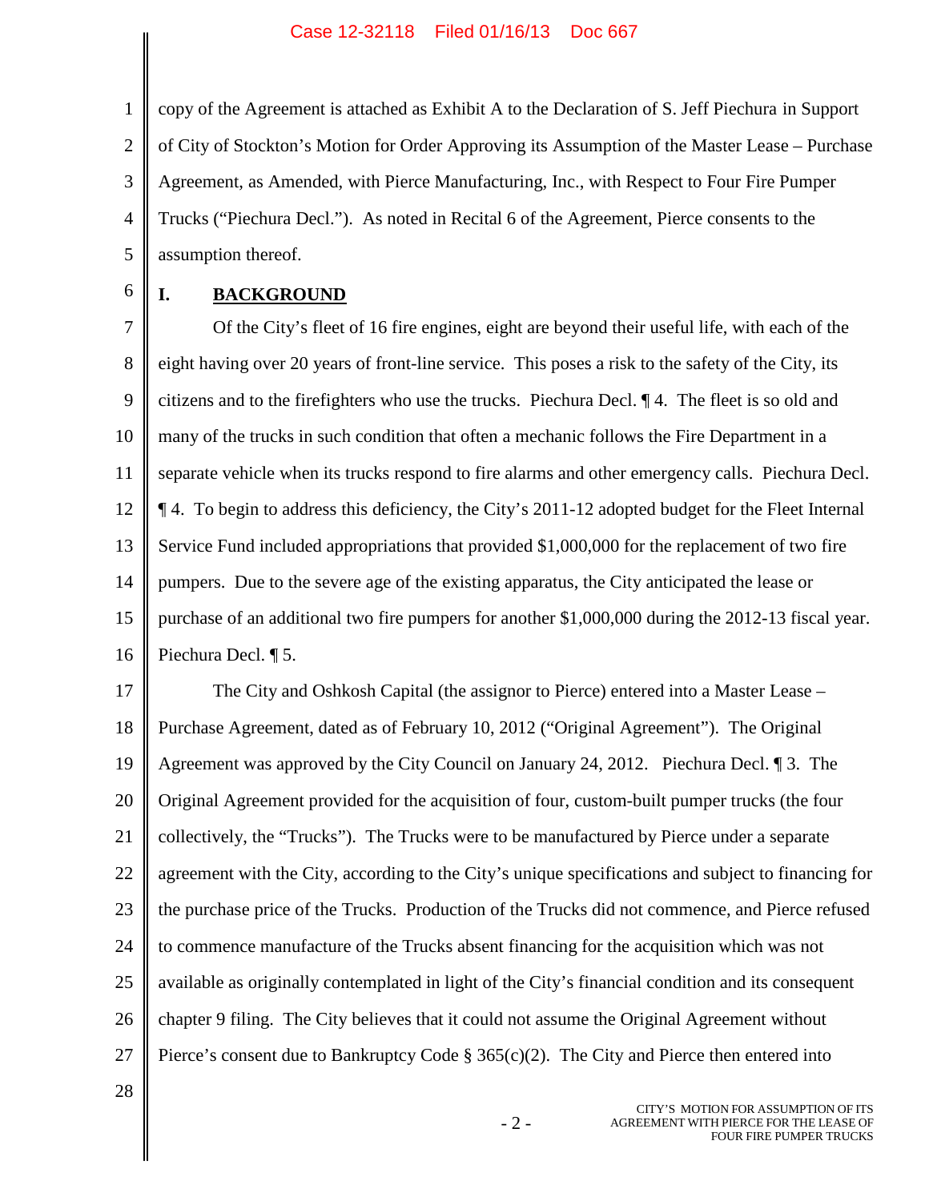copy of the Agreement is attached as Exhibit A to the Declaration of S. Jeff Piechura in Support of City of Stockton's Motion for Order Approving its Assumption of the Master Lease – Purchase Agreement, as Amended, with Pierce Manufacturing, Inc., with Respect to Four Fire Pumper Trucks ("Piechura Decl."). As noted in Recital 6 of the Agreement, Pierce consents to the assumption thereof.

## I. BACKGROUND

Of the City's fleet of 16 fire engines, eight are beyond their useful life, with each of the eight having over 20 years of front-line service. This poses a risk to the safety of the City, its citizens and to the firefighters who use the trucks. Piechura Decl. ¶ 4. The fleet is so old and many of the trucks in such condition that often a mechanic follows the Fire Department in a separate vehicle when its trucks respond to fire alarms and other emergency calls. Piechura Decl. ¶ 4. To begin to address this deficiency, the City's 2011-12 adopted budget for the Fleet Internal Service Fund included appropriations that provided $1,000,000 for the replacement of two fire pumpers. Due to the severe age of the existing apparatus, the City anticipated the lease or purchase of an additional two fire pumpers for another $1,000,000 during the 2012-13 fiscal year. Piechura Decl. ¶ 5.

The City and Oshkosh Capital (the assignor to Pierce) entered into a Master Lease – Purchase Agreement, dated as of February 10, 2012 ("Original Agreement"). The Original Agreement was approved by the City Council on January 24, 2012. Piechura Decl. ¶ 3. The Original Agreement provided for the acquisition of four, custom-built pumper trucks (the four collectively, the "Trucks"). The Trucks were to be manufactured by Pierce under a separate agreement with the City, according to the City's unique specifications and subject to financing for the purchase price of the Trucks. Production of the Trucks did not commence, and Pierce refused to commence manufacture of the Trucks absent financing for the acquisition which was not available as originally contemplated in light of the City's financial condition and its consequent chapter 9 filing. The City believes that it could not assume the Original Agreement without Pierce's consent due to Bankruptcy Code § 365(c)(2). The City and Pierce then entered into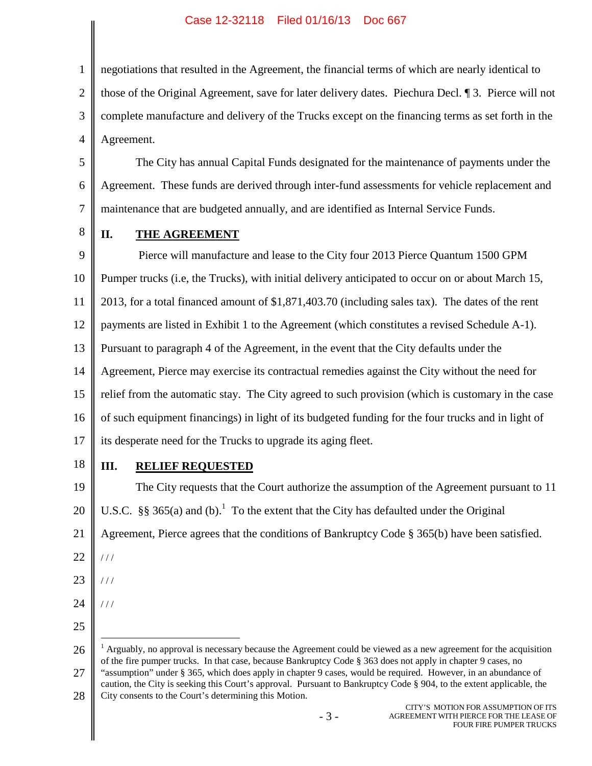negotiations that resulted in the Agreement, the financial terms of which are nearly identical to those of the Original Agreement, save for later delivery dates. Piechura Decl. ¶ 3. Pierce will not complete manufacture and delivery of the Trucks except on the financing terms as set forth in the Agreement.

The City has annual Capital Funds designated for the maintenance of payments under the Agreement. These funds are derived through inter-fund assessments for vehicle replacement and maintenance that are budgeted annually, and are identified as Internal Service Funds.

## II. THE AGREEMENT

Pierce will manufacture and lease to the City four 2013 Pierce Quantum 1500 GPM Pumper trucks (i.e, the Trucks), with initial delivery anticipated to occur on or about March 15, 2013, for a total financed amount of $1,871,403.70 (including sales tax). The dates of the rent payments are listed in Exhibit 1 to the Agreement (which constitutes a revised Schedule A-1). Pursuant to paragraph 4 of the Agreement, in the event that the City defaults under the Agreement, Pierce may exercise its contractual remedies against the City without the need for relief from the automatic stay. The City agreed to such provision (which is customary in the case of such equipment financings) in light of its budgeted funding for the four trucks and in light of its desperate need for the Trucks to upgrade its aging fleet.

## III. RELIEF REQUESTED

The City requests that the Court authorize the assumption of the Agreement pursuant to 11 U.S.C. §§ 365(a) and (b).[1] To the extent that the City has defaulted under the Original Agreement, Pierce agrees that the conditions of Bankruptcy Code § 365(b) have been satisfied.

/ / /

/ / /

/ / /

---

[1] Arguably, no approval is necessary because the Agreement could be viewed as a new agreement for the acquisition of the fire pumper trucks. In that case, because Bankruptcy Code § 363 does not apply in chapter 9 cases, no "assumption" under § 365, which does apply in chapter 9 cases, would be required. However, in an abundance of caution, the City is seeking this Court's approval. Pursuant to Bankruptcy Code § 904, to the extent applicable, the City consents to the Court's determining this Motion.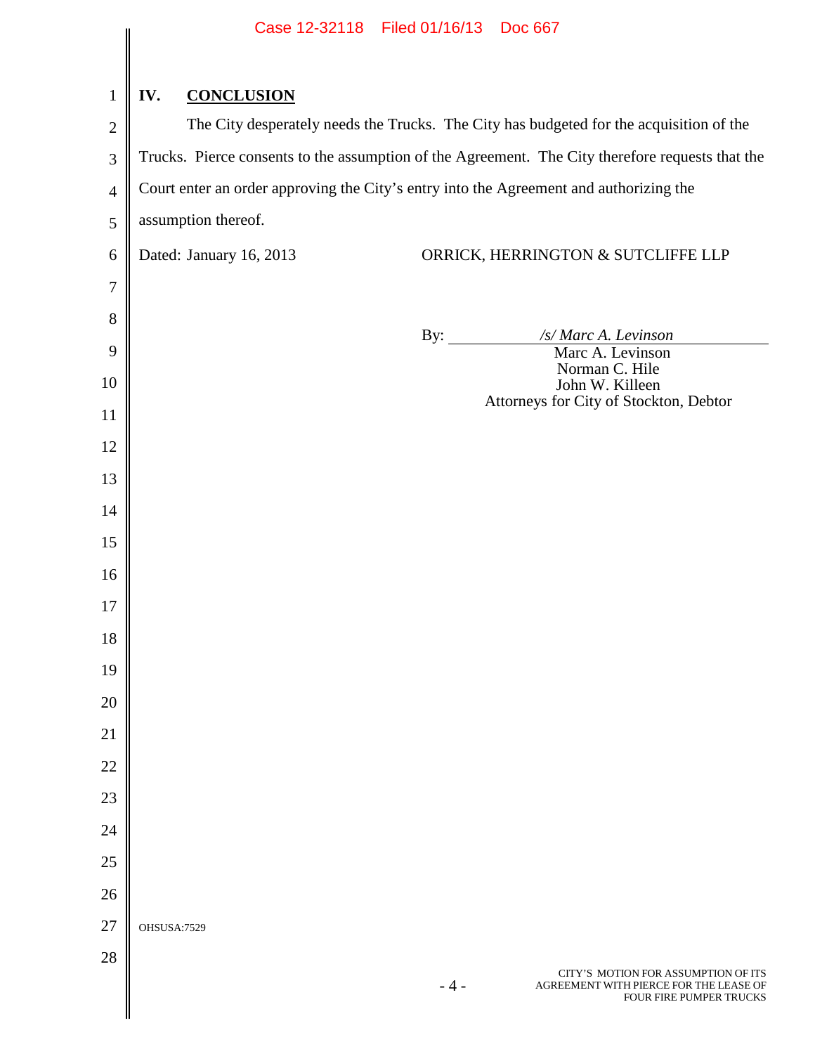## IV. CONCLUSION

The City desperately needs the Trucks. The City has budgeted for the acquisition of the Trucks. Pierce consents to the assumption of the Agreement. The City therefore requests that the Court enter an order approving the City's entry into the Agreement and authorizing the assumption thereof.

Dated: January 16, 2013

ORRICK, HERRINGTON & SUTCLIFFE LLP

By: */s/ Marc A. Levinson*
Marc A. Levinson
Norman C. Hile
John W. Killeen
Attorneys for City of Stockton, Debtor

OHSUSA:7529